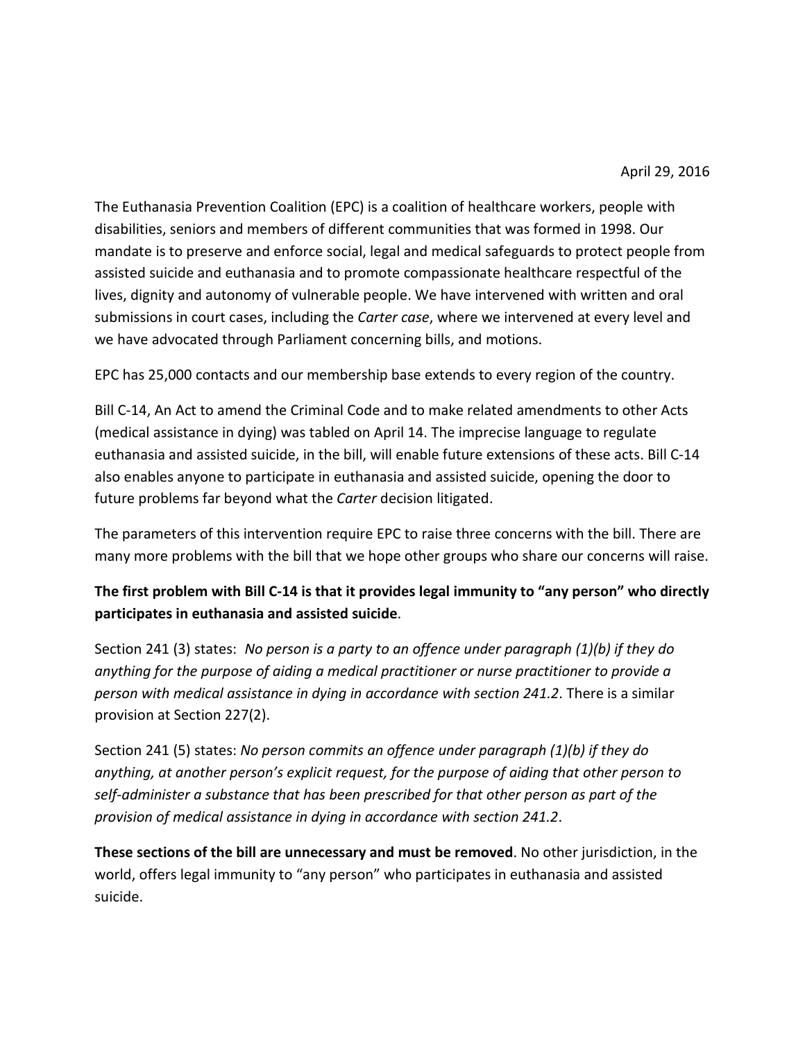April 29, 2016

The Euthanasia Prevention Coalition (EPC) is a coalition of healthcare workers, people with disabilities, seniors and members of different communities that was formed in 1998. Our mandate is to preserve and enforce social, legal and medical safeguards to protect people from assisted suicide and euthanasia and to promote compassionate healthcare respectful of the lives, dignity and autonomy of vulnerable people. We have intervened with written and oral submissions in court cases, including the *Carter case*, where we intervened at every level and we have advocated through Parliament concerning bills, and motions.

EPC has 25,000 contacts and our membership base extends to every region of the country.

Bill C-14, An Act to amend the Criminal Code and to make related amendments to other Acts (medical assistance in dying) was tabled on April 14. The imprecise language to regulate euthanasia and assisted suicide, in the bill, will enable future extensions of these acts. Bill C-14 also enables anyone to participate in euthanasia and assisted suicide, opening the door to future problems far beyond what the *Carter* decision litigated.

The parameters of this intervention require EPC to raise three concerns with the bill. There are many more problems with the bill that we hope other groups who share our concerns will raise.

**The first problem with Bill C-14 is that it provides legal immunity to "any person" who directly participates in euthanasia and assisted suicide**.

Section 241 (3) states: *No person is a party to an offence under paragraph (1)(b) if they do anything for the purpose of aiding a medical practitioner or nurse practitioner to provide a person with medical assistance in dying in accordance with section 241.2*. There is a similar provision at Section 227(2).

Section 241 (5) states: *No person commits an offence under paragraph (1)(b) if they do anything, at another person's explicit request, for the purpose of aiding that other person to self-administer a substance that has been prescribed for that other person as part of the provision of medical assistance in dying in accordance with section 241.2*.

**These sections of the bill are unnecessary and must be removed**. No other jurisdiction, in the world, offers legal immunity to "any person" who participates in euthanasia and assisted suicide.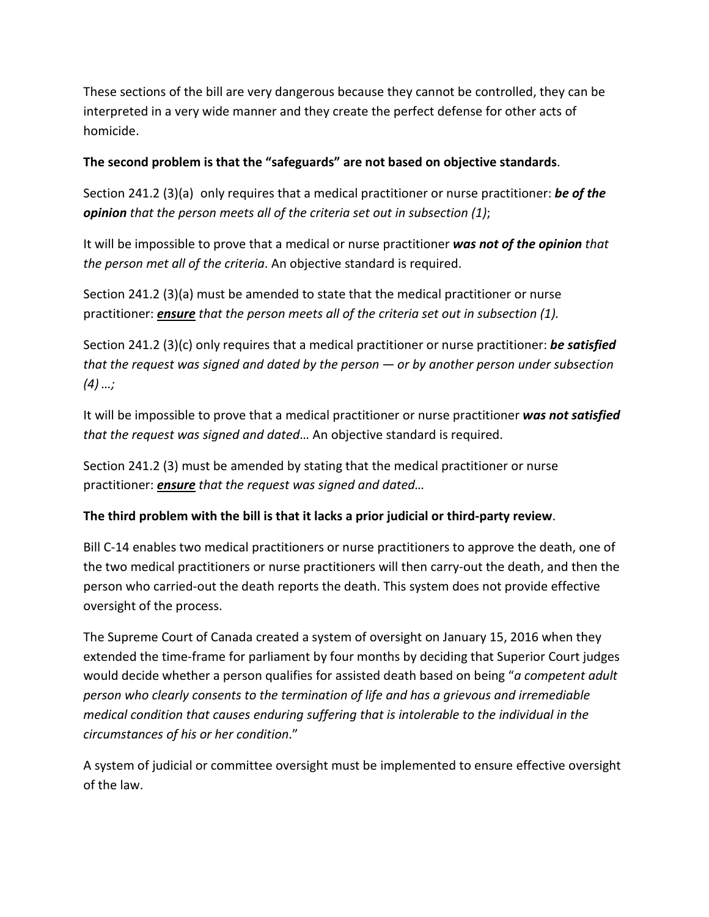These sections of the bill are very dangerous because they cannot be controlled, they can be interpreted in a very wide manner and they create the perfect defense for other acts of homicide.

**The second problem is that the "safeguards" are not based on objective standards**.

Section 241.2 (3)(a) only requires that a medical practitioner or nurse practitioner: ***be of the opinion*** *that the person meets all of the criteria set out in subsection (1)*;

It will be impossible to prove that a medical or nurse practitioner ***was not of the opinion*** *that the person met all of the criteria*. An objective standard is required.

Section 241.2 (3)(a) must be amended to state that the medical practitioner or nurse practitioner: ***<u>ensure</u>*** *that the person meets all of the criteria set out in subsection (1).*

Section 241.2 (3)(c) only requires that a medical practitioner or nurse practitioner: ***be satisfied*** *that the request was signed and dated by the person — or by another person under subsection (4) …;*

It will be impossible to prove that a medical practitioner or nurse practitioner ***was not satisfied*** *that the request was signed and dated*… An objective standard is required.

Section 241.2 (3) must be amended by stating that the medical practitioner or nurse practitioner: ***<u>ensure</u>*** *that the request was signed and dated…*

**The third problem with the bill is that it lacks a prior judicial or third-party review**.

Bill C-14 enables two medical practitioners or nurse practitioners to approve the death, one of the two medical practitioners or nurse practitioners will then carry-out the death, and then the person who carried-out the death reports the death. This system does not provide effective oversight of the process.

The Supreme Court of Canada created a system of oversight on January 15, 2016 when they extended the time-frame for parliament by four months by deciding that Superior Court judges would decide whether a person qualifies for assisted death based on being "*a competent adult person who clearly consents to the termination of life and has a grievous and irremediable medical condition that causes enduring suffering that is intolerable to the individual in the circumstances of his or her condition*."

A system of judicial or committee oversight must be implemented to ensure effective oversight of the law.